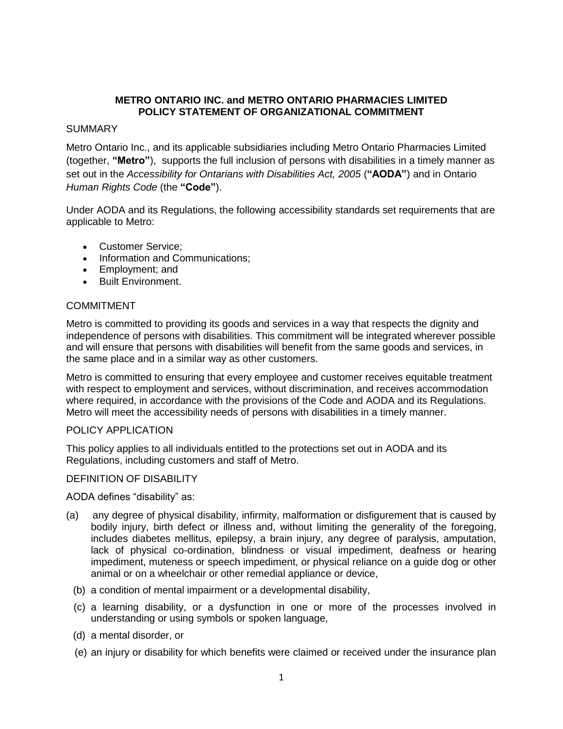# METRO ONTARIO INC. and METRO ONTARIO PHARMACIES LIMITED POLICY STATEMENT OF ORGANIZATIONAL COMMITMENT

## SUMMARY

Metro Ontario Inc., and its applicable subsidiaries including Metro Ontario Pharmacies Limited (together, **"Metro"**), supports the full inclusion of persons with disabilities in a timely manner as set out in the *Accessibility for Ontarians with Disabilities Act, 2005* (**"AODA"**) and in Ontario *Human Rights Code* (the **"Code"**).

Under AODA and its Regulations, the following accessibility standards set requirements that are applicable to Metro:

- Customer Service;
- Information and Communications;
- Employment; and
- Built Environment.

## COMMITMENT

Metro is committed to providing its goods and services in a way that respects the dignity and independence of persons with disabilities. This commitment will be integrated wherever possible and will ensure that persons with disabilities will benefit from the same goods and services, in the same place and in a similar way as other customers.

Metro is committed to ensuring that every employee and customer receives equitable treatment with respect to employment and services, without discrimination, and receives accommodation where required, in accordance with the provisions of the Code and AODA and its Regulations. Metro will meet the accessibility needs of persons with disabilities in a timely manner.

## POLICY APPLICATION

This policy applies to all individuals entitled to the protections set out in AODA and its Regulations, including customers and staff of Metro.

## DEFINITION OF DISABILITY

AODA defines "disability" as:

(a) any degree of physical disability, infirmity, malformation or disfigurement that is caused by bodily injury, birth defect or illness and, without limiting the generality of the foregoing, includes diabetes mellitus, epilepsy, a brain injury, any degree of paralysis, amputation, lack of physical co-ordination, blindness or visual impediment, deafness or hearing impediment, muteness or speech impediment, or physical reliance on a guide dog or other animal or on a wheelchair or other remedial appliance or device,

(b) a condition of mental impairment or a developmental disability,

(c) a learning disability, or a dysfunction in one or more of the processes involved in understanding or using symbols or spoken language,

(d) a mental disorder, or

(e) an injury or disability for which benefits were claimed or received under the insurance plan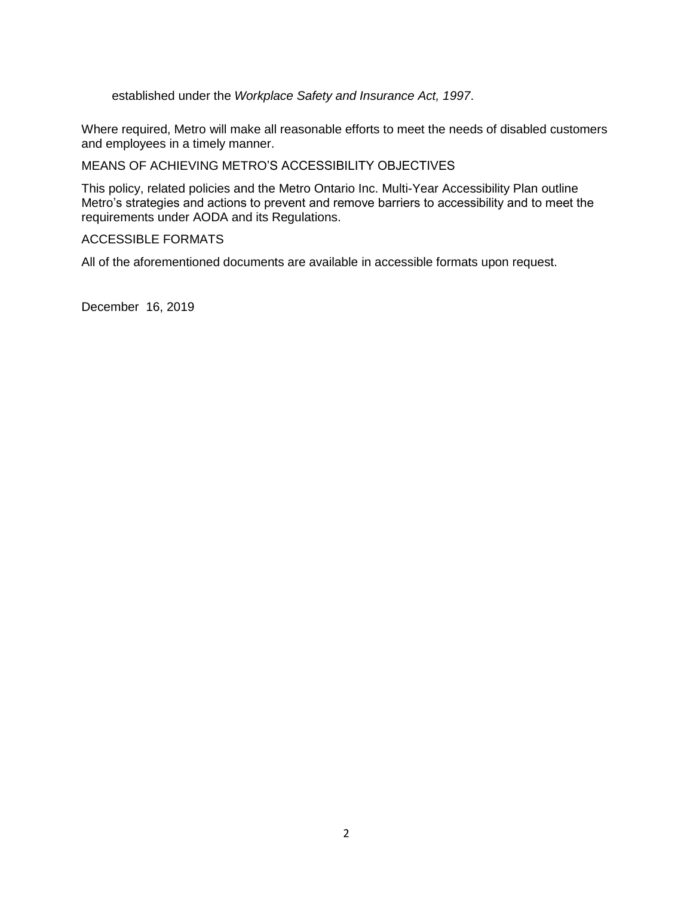established under the *Workplace Safety and Insurance Act, 1997*.

Where required, Metro will make all reasonable efforts to meet the needs of disabled customers and employees in a timely manner.

## MEANS OF ACHIEVING METRO'S ACCESSIBILITY OBJECTIVES

This policy, related policies and the Metro Ontario Inc. Multi-Year Accessibility Plan outline Metro's strategies and actions to prevent and remove barriers to accessibility and to meet the requirements under AODA and its Regulations.

## ACCESSIBLE FORMATS

All of the aforementioned documents are available in accessible formats upon request.

December 16, 2019